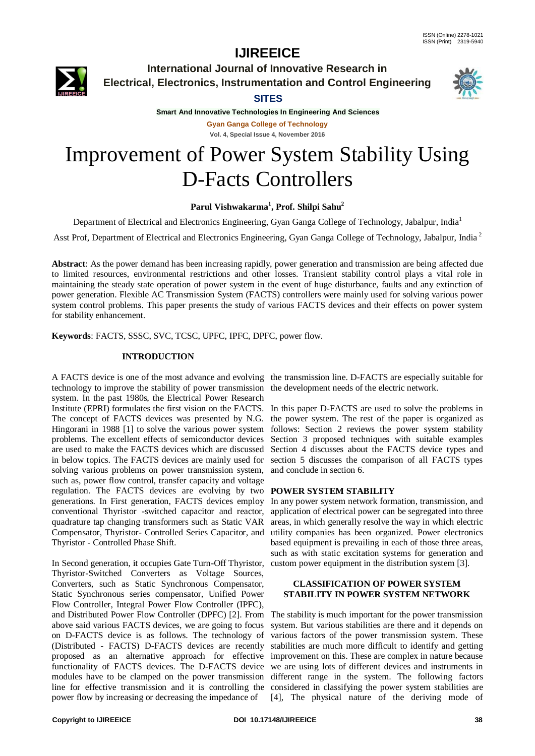# Improvement of Power System Stability Using D-Facts Controllers

**Parul Vishwakarma[1], Prof. Shilpi Sahu[2]**

Department of Electrical and Electronics Engineering, Gyan Ganga College of Technology, Jabalpur, India[1]

Asst Prof, Department of Electrical and Electronics Engineering, Gyan Ganga College of Technology, Jabalpur, India [2]

**Abstract**: As the power demand has been increasing rapidly, power generation and transmission are being affected due to limited resources, environmental restrictions and other losses. Transient stability control plays a vital role in maintaining the steady state operation of power system in the event of huge disturbance, faults and any extinction of power generation. Flexible AC Transmission System (FACTS) controllers were mainly used for solving various power system control problems. This paper presents the study of various FACTS devices and their effects on power system for stability enhancement.

**Keywords**: FACTS, SSSC, SVC, TCSC, UPFC, IPFC, DPFC, power flow.

## INTRODUCTION

A FACTS device is one of the most advance and evolving technology to improve the stability of power transmission system. In the past 1980s, the Electrical Power Research Institute (EPRI) formulates the first vision on the FACTS. The concept of FACTS devices was presented by N.G. Hingorani in 1988 [1] to solve the various power system problems. The excellent effects of semiconductor devices are used to make the FACTS devices which are discussed in below topics. The FACTS devices are mainly used for solving various problems on power transmission system, such as, power flow control, transfer capacity and voltage regulation. The FACTS devices are evolving by two generations. In First generation, FACTS devices employ conventional Thyristor -switched capacitor and reactor, quadrature tap changing transformers such as Static VAR Compensator, Thyristor- Controlled Series Capacitor, and Thyristor - Controlled Phase Shift.

In Second generation, it occupies Gate Turn-Off Thyristor, Thyristor-Switched Converters as Voltage Sources, Converters, such as Static Synchronous Compensator, Static Synchronous series compensator, Unified Power Flow Controller, Integral Power Flow Controller (IPFC), and Distributed Power Flow Controller (DPFC) [2]. From above said various FACTS devices, we are going to focus on D-FACTS device is as follows. The technology of (Distributed - FACTS) D-FACTS devices are recently proposed as an alternative approach for effective functionality of FACTS devices. The D-FACTS device modules have to be clamped on the power transmission line for effective transmission and it is controlling the power flow by increasing or decreasing the impedance of the transmission line. D-FACTS are especially suitable for the development needs of the electric network.

In this paper D-FACTS are used to solve the problems in the power system. The rest of the paper is organized as follows: Section 2 reviews the power system stability Section 3 proposed techniques with suitable examples Section 4 discusses about the FACTS device types and section 5 discusses the comparison of all FACTS types and conclude in section 6.

## POWER SYSTEM STABILITY

In any power system network formation, transmission, and application of electrical power can be segregated into three areas, in which generally resolve the way in which electric utility companies has been organized. Power electronics based equipment is prevailing in each of those three areas, such as with static excitation systems for generation and custom power equipment in the distribution system [3].

## CLASSIFICATION OF POWER SYSTEM STABILITY IN POWER SYSTEM NETWORK

The stability is much important for the power transmission system. But various stabilities are there and it depends on various factors of the power transmission system. These stabilities are much more difficult to identify and getting improvement on this. These are complex in nature because we are using lots of different devices and instruments in different range in the system. The following factors considered in classifying the power system stabilities are [4], The physical nature of the deriving mode of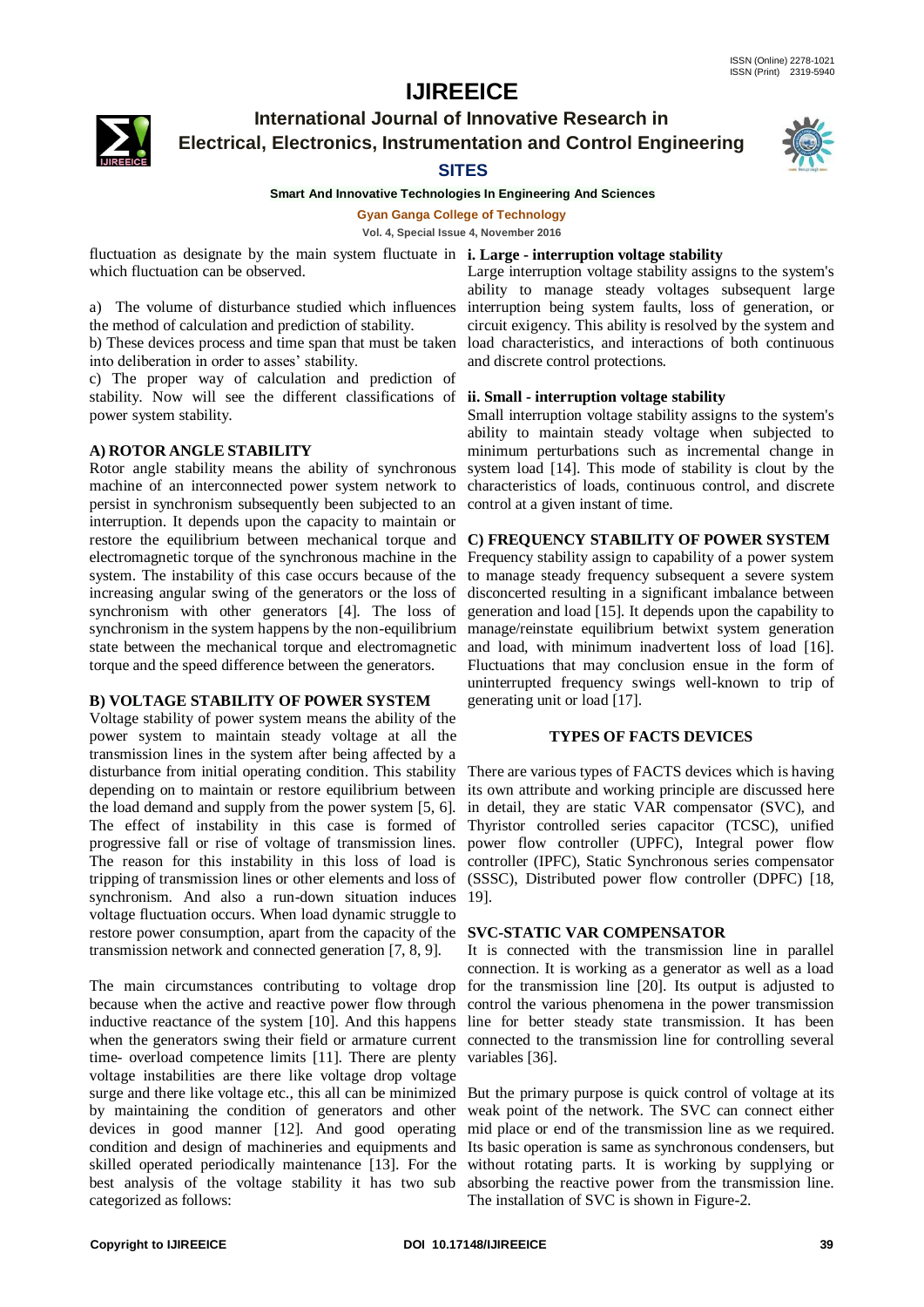fluctuation as designate by the main system fluctuate in which fluctuation can be observed.

a) The volume of disturbance studied which influences the method of calculation and prediction of stability.

b) These devices process and time span that must be taken into deliberation in order to asses' stability.

c) The proper way of calculation and prediction of stability. Now will see the different classifications of power system stability.

### A) ROTOR ANGLE STABILITY

Rotor angle stability means the ability of synchronous machine of an interconnected power system network to persist in synchronism subsequently been subjected to an interruption. It depends upon the capacity to maintain or restore the equilibrium between mechanical torque and electromagnetic torque of the synchronous machine in the system. The instability of this case occurs because of the increasing angular swing of the generators or the loss of synchronism with other generators [4]. The loss of synchronism in the system happens by the non-equilibrium state between the mechanical torque and electromagnetic torque and the speed difference between the generators.

### B) VOLTAGE STABILITY OF POWER SYSTEM

Voltage stability of power system means the ability of the power system to maintain steady voltage at all the transmission lines in the system after being affected by a disturbance from initial operating condition. This stability depending on to maintain or restore equilibrium between the load demand and supply from the power system [5, 6]. The effect of instability in this case is formed of progressive fall or rise of voltage of transmission lines. The reason for this instability in this loss of load is tripping of transmission lines or other elements and loss of synchronism. And also a run-down situation induces voltage fluctuation occurs. When load dynamic struggle to restore power consumption, apart from the capacity of the transmission network and connected generation [7, 8, 9].

The main circumstances contributing to voltage drop because when the active and reactive power flow through inductive reactance of the system [10]. And this happens when the generators swing their field or armature current time- overload competence limits [11]. There are plenty voltage instabilities are there like voltage drop voltage surge and there like voltage etc., this all can be minimized by maintaining the condition of generators and other devices in good manner [12]. And good operating condition and design of machineries and equipments and skilled operated periodically maintenance [13]. For the best analysis of the voltage stability it has two sub categorized as follows:

#### i. Large - interruption voltage stability

Large interruption voltage stability assigns to the system's ability to manage steady voltages subsequent large interruption being system faults, loss of generation, or circuit exigency. This ability is resolved by the system and load characteristics, and interactions of both continuous and discrete control protections.

#### ii. Small - interruption voltage stability

Small interruption voltage stability assigns to the system's ability to maintain steady voltage when subjected to minimum perturbations such as incremental change in system load [14]. This mode of stability is clout by the characteristics of loads, continuous control, and discrete control at a given instant of time.

### C) FREQUENCY STABILITY OF POWER SYSTEM

Frequency stability assign to capability of a power system to manage steady frequency subsequent a severe system disconnected resulting in a significant imbalance between generation and load [15]. It depends upon the capability to manage/reinstate equilibrium betwixt system generation and load, with minimum inadvertent loss of load [16]. Fluctuations that may conclusion ensue in the form of uninterrupted frequency swings well-known to trip of generating unit or load [17].

## TYPES OF FACTS DEVICES

There are various types of FACTS devices which is having its own attribute and working principle are discussed here in detail, they are static VAR compensator (SVC), and Thyristor controlled series capacitor (TCSC), unified power flow controller (UPFC), Integral power flow controller (IPFC), Static Synchronous series compensator (SSSC), Distributed power flow controller (DPFC) [18, 19].

### SVC-STATIC VAR COMPENSATOR

It is connected with the transmission line in parallel connection. It is working as a generator as well as a load for the transmission line [20]. Its output is adjusted to control the various phenomena in the power transmission line for better steady state transmission. It has been connected to the transmission line for controlling several variables [36].

But the primary purpose is quick control of voltage at its weak point of the network. The SVC can connect either mid place or end of the transmission line as we required. Its basic operation is same as synchronous condensers, but without rotating parts. It is working by supplying or absorbing the reactive power from the transmission line. The installation of SVC is shown in Figure-2.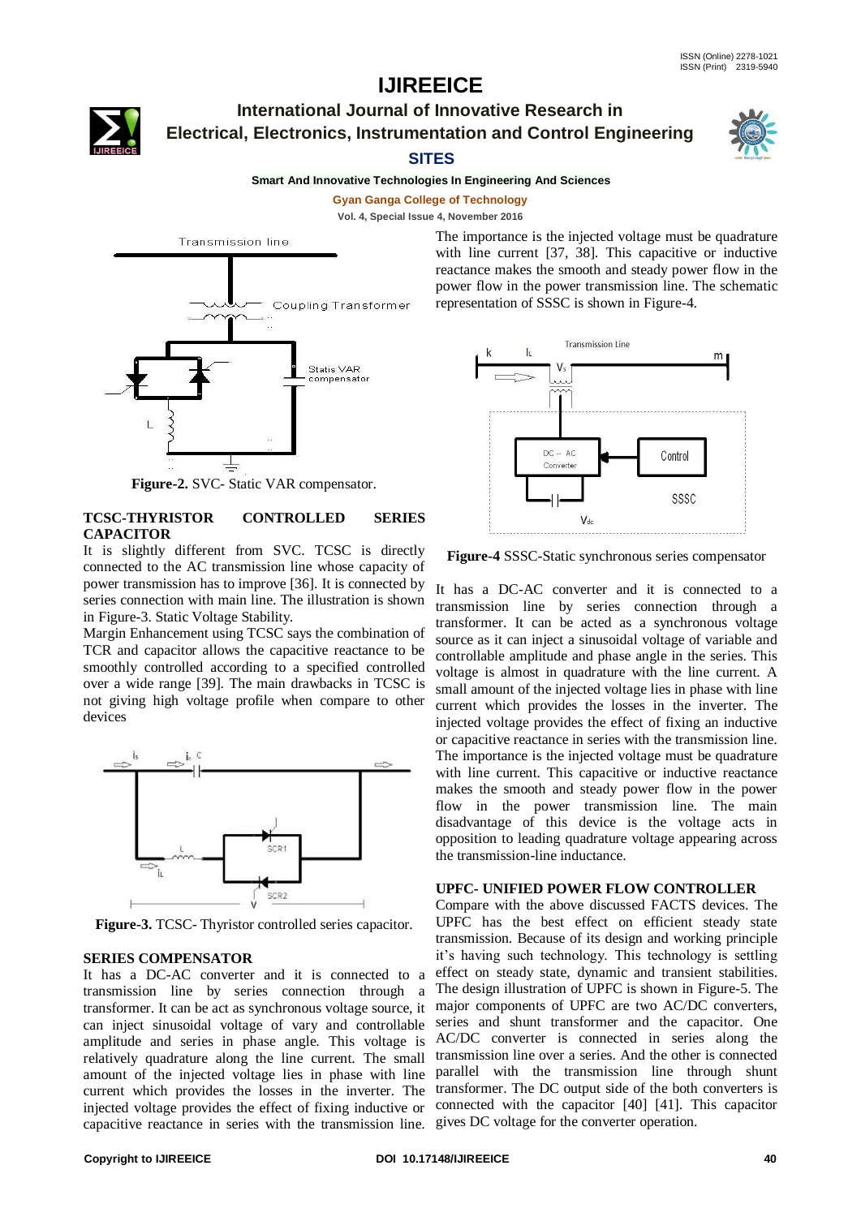Figure-2. SVC- Static VAR compensator.

## TCSC-THYRISTOR CONTROLLED SERIES CAPACITOR

It is slightly different from SVC. TCSC is directly connected to the AC transmission line whose capacity of power transmission has to improve [36]. It is connected by series connection with main line. The illustration is shown in Figure-3. Static Voltage Stability.

Margin Enhancement using TCSC says the combination of TCR and capacitor allows the capacitive reactance to be smoothly controlled according to a specified controlled over a wide range [39]. The main drawbacks in TCSC is not giving high voltage profile when compare to other devices

Figure-3. TCSC- Thyristor controlled series capacitor.

## SERIES COMPENSATOR

It has a DC-AC converter and it is connected to a transmission line by series connection through a transformer. It can be act as synchronous voltage source, it can inject sinusoidal voltage of vary and controllable amplitude and series in phase angle. This voltage is relatively quadrature along the line current. The small amount of the injected voltage lies in phase with line current which provides the losses in the inverter. The injected voltage provides the effect of fixing inductive or capacitive reactance in series with the transmission line. The importance is the injected voltage must be quadrature with line current [37, 38]. This capacitive or inductive reactance makes the smooth and steady power flow in the power flow in the power transmission line. The schematic representation of SSSC is shown in Figure-4.

Figure-4 SSSC-Static synchronous series compensator

It has a DC-AC converter and it is connected to a transmission line by series connection through a transformer. It can be acted as a synchronous voltage source as it can inject a sinusoidal voltage of variable and controllable amplitude and phase angle in the series. This voltage is almost in quadrature with the line current. A small amount of the injected voltage lies in phase with line current which provides the losses in the inverter. The injected voltage provides the effect of fixing an inductive or capacitive reactance in series with the transmission line. The importance is the injected voltage must be quadrature with line current. This capacitive or inductive reactance makes the smooth and steady power flow in the power flow in the power transmission line. The main disadvantage of this device is the voltage acts in opposition to leading quadrature voltage appearing across the transmission-line inductance.

## UPFC- UNIFIED POWER FLOW CONTROLLER

Compare with the above discussed FACTS devices. The UPFC has the best effect on efficient steady state transmission. Because of its design and working principle it's having such technology. This technology is settling effect on steady state, dynamic and transient stabilities. The design illustration of UPFC is shown in Figure-5. The major components of UPFC are two AC/DC converters, series and shunt transformer and the capacitor. One AC/DC converter is connected in series along the transmission line over a series. And the other is connected parallel with the transmission line through shunt transformer. The DC output side of the both converters is connected with the capacitor [40] [41]. This capacitor gives DC voltage for the converter operation.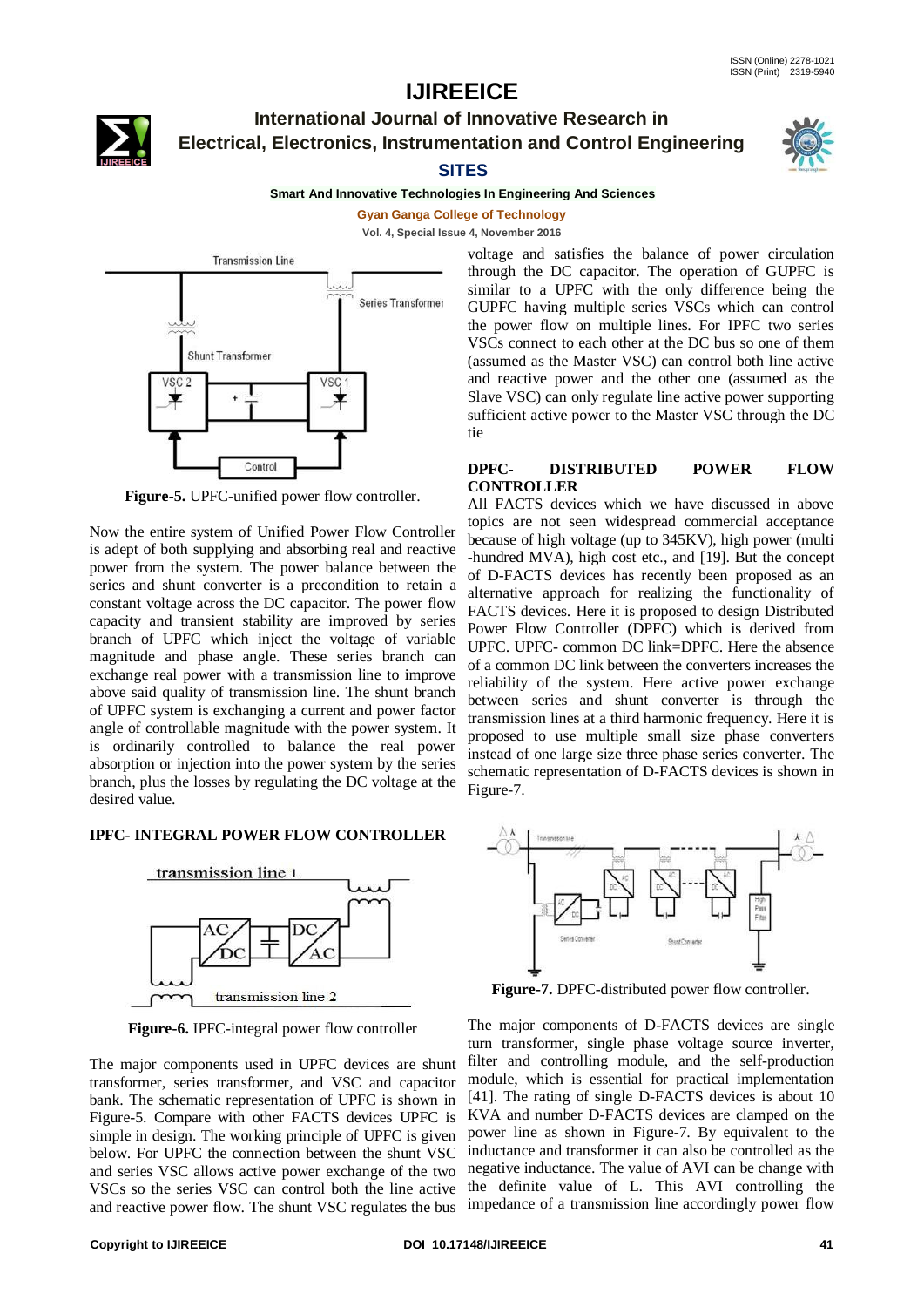Figure-5. UPFC-unified power flow controller.

Now the entire system of Unified Power Flow Controller is adept of both supplying and absorbing real and reactive power from the system. The power balance between the series and shunt converter is a precondition to retain a constant voltage across the DC capacitor. The power flow capacity and transient stability are improved by series branch of UPFC which inject the voltage of variable magnitude and phase angle. These series branch can exchange real power with a transmission line to improve above said quality of transmission line. The shunt branch of UPFC system is exchanging a current and power factor angle of controllable magnitude with the power system. It is ordinarily controlled to balance the real power absorption or injection into the power system by the series branch, plus the losses by regulating the DC voltage at the desired value.

### IPFC- INTEGRAL POWER FLOW CONTROLLER

Figure-6. IPFC-integral power flow controller

The major components used in UPFC devices are shunt transformer, series transformer, and VSC and capacitor bank. The schematic representation of UPFC is shown in Figure-5. Compare with other FACTS devices UPFC is simple in design. The working principle of UPFC is given below. For UPFC the connection between the shunt VSC and series VSC allows active power exchange of the two VSCs so the series VSC can control both the line active and reactive power flow. The shunt VSC regulates the bus voltage and satisfies the balance of power circulation through the DC capacitor. The operation of GUPFC is similar to a UPFC with the only difference being the GUPFC having multiple series VSCs which can control the power flow on multiple lines. For IPFC two series VSCs connect to each other at the DC bus so one of them (assumed as the Master VSC) can control both line active and reactive power and the other one (assumed as the Slave VSC) can only regulate line active power supporting sufficient active power to the Master VSC through the DC tie

### DPFC- DISTRIBUTED POWER FLOW CONTROLLER

All FACTS devices which we have discussed in above topics are not seen widespread commercial acceptance because of high voltage (up to 345KV), high power (multi -hundred MVA), high cost etc., and [19]. But the concept of D-FACTS devices has recently been proposed as an alternative approach for realizing the functionality of FACTS devices. Here it is proposed to design Distributed Power Flow Controller (DPFC) which is derived from UPFC. UPFC- common DC link=DPFC. Here the absence of a common DC link between the converters increases the reliability of the system. Here active power exchange between series and shunt converter is through the transmission lines at a third harmonic frequency. Here it is proposed to use multiple small size phase converters instead of one large size three phase series converter. The schematic representation of D-FACTS devices is shown in Figure-7.

Figure-7. DPFC-distributed power flow controller.

The major components of D-FACTS devices are single turn transformer, single phase voltage source inverter, filter and controlling module, and the self-production module, which is essential for practical implementation [41]. The rating of single D-FACTS devices is about 10 KVA and number D-FACTS devices are clamped on the power line as shown in Figure-7. By equivalent to the inductance and transformer it can also be controlled as the negative inductance. The value of AVI can be change with the definite value of L. This AVI controlling the impedance of a transmission line accordingly power flow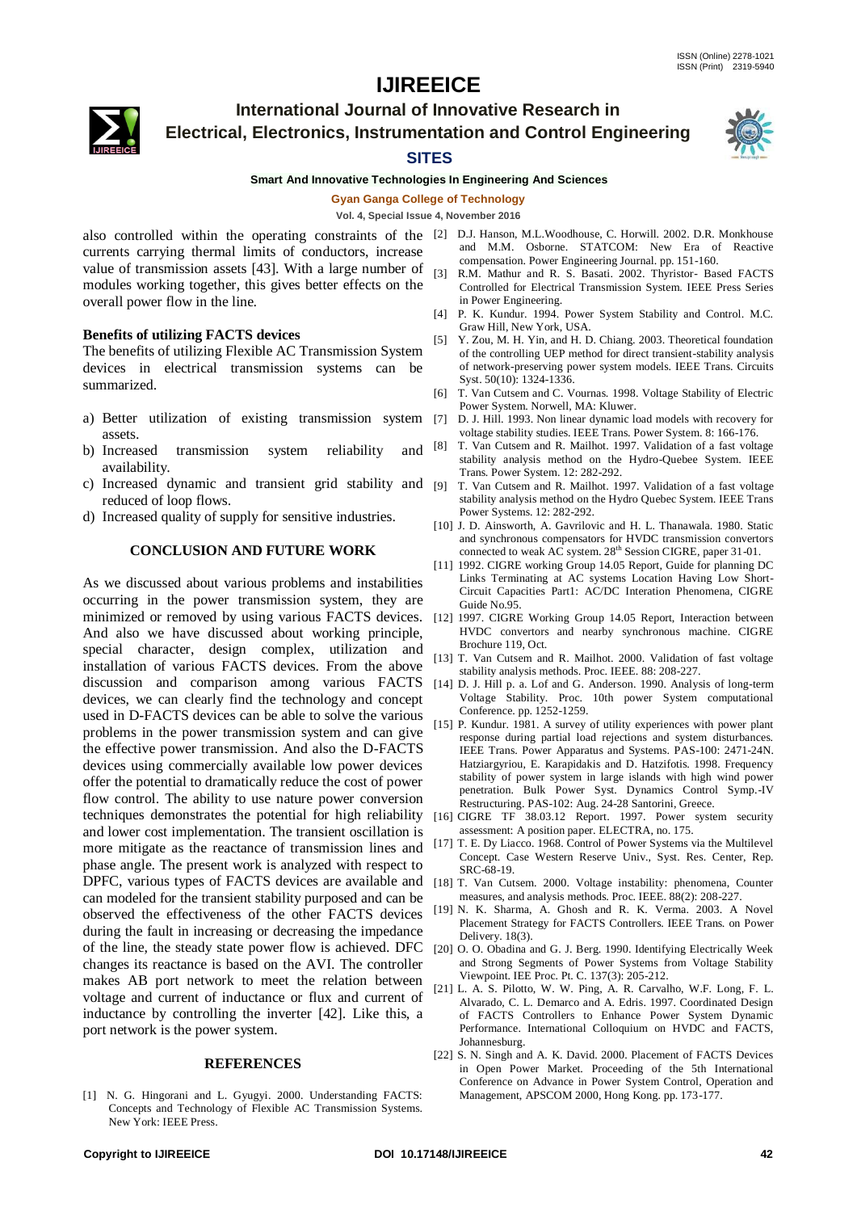also controlled within the operating constraints of the currents carrying thermal limits of conductors, increase value of transmission assets [43]. With a large number of modules working together, this gives better effects on the overall power flow in the line.

### Benefits of utilizing FACTS devices

The benefits of utilizing Flexible AC Transmission System devices in electrical transmission systems can be summarized.

a) Better utilization of existing transmission system assets.
b) Increased transmission system reliability and availability.
c) Increased dynamic and transient grid stability and reduced of loop flows.
d) Increased quality of supply for sensitive industries.

## CONCLUSION AND FUTURE WORK

As we discussed about various problems and instabilities occurring in the power transmission system, they are minimized or removed by using various FACTS devices. And also we have discussed about working principle, special character, design complex, utilization and installation of various FACTS devices. From the above discussion and comparison among various FACTS devices, we can clearly find the technology and concept used in D-FACTS devices can be able to solve the various problems in the power transmission system and can give the effective power transmission. And also the D-FACTS devices using commercially available low power devices offer the potential to dramatically reduce the cost of power flow control. The ability to use nature power conversion techniques demonstrates the potential for high reliability and lower cost implementation. The transient oscillation is more mitigate as the reactance of transmission lines and phase angle. The present work is analyzed with respect to DPFC, various types of FACTS devices are available and can modeled for the transient stability purposed and can be observed the effectiveness of the other FACTS devices during the fault in increasing or decreasing the impedance of the line, the steady state power flow is achieved. DFC changes its reactance is based on the AVI. The controller makes AB port network to meet the relation between voltage and current of inductance or flux and current of inductance by controlling the inverter [42]. Like this, a port network is the power system.

## REFERENCES

[1] N. G. Hingorani and L. Gyugyi. 2000. Understanding FACTS: Concepts and Technology of Flexible AC Transmission Systems. New York: IEEE Press.

[2] D.J. Hanson, M.L.Woodhouse, C. Horwill. 2002. D.R. Monkhouse and M.M. Osborne. STATCOM: New Era of Reactive compensation. Power Engineering Journal. pp. 151-160.

[3] R.M. Mathur and R. S. Basati. 2002. Thyristor- Based FACTS Controlled for Electrical Transmission System. IEEE Press Series in Power Engineering.

[4] P. K. Kundur. 1994. Power System Stability and Control. M.C. Graw Hill, New York, USA.

[5] Y. Zou, M. H. Yin, and H. D. Chiang. 2003. Theoretical foundation of the controlling UEP method for direct transient-stability analysis of network-preserving power system models. IEEE Trans. Circuits Syst. 50(10): 1324-1336.

[6] T. Van Cutsem and C. Vournas. 1998. Voltage Stability of Electric Power System. Norwell, MA: Kluwer.

[7] D. J. Hill. 1993. Non linear dynamic load models with recovery for voltage stability studies. IEEE Trans. Power System. 8: 166-176.

[8] T. Van Cutsem and R. Mailhot. 1997. Validation of a fast voltage stability analysis method on the Hydro-Quebee System. IEEE Trans. Power System. 12: 282-292.

[9] T. Van Cutsem and R. Mailhot. 1997. Validation of a fast voltage stability analysis method on the Hydro Quebec System. IEEE Trans Power Systems. 12: 282-292.

[10] J. D. Ainsworth, A. Gavrilovic and H. L. Thanawala. 1980. Static and synchronous compensators for HVDC transmission convertors connected to weak AC system. 28th Session CIGRE, paper 31-01.

[11] 1992. CIGRE working Group 14.05 Report, Guide for planning DC Links Terminating at AC systems Location Having Low Short-Circuit Capacities Part1: AC/DC Interation Phenomena, CIGRE Guide No.95.

[12] 1997. CIGRE Working Group 14.05 Report, Interaction between HVDC convertors and nearby synchronous machine. CIGRE Brochure 119, Oct.

[13] T. Van Cutsem and R. Mailhot. 2000. Validation of fast voltage stability analysis methods. Proc. IEEE. 88: 208-227.

[14] D. J. Hill p. a. Lof and G. Anderson. 1990. Analysis of long-term Voltage Stability. Proc. 10th power System computational Conference. pp. 1252-1259.

[15] P. Kundur. 1981. A survey of utility experiences with power plant response during partial load rejections and system disturbances. IEEE Trans. Power Apparatus and Systems. PAS-100: 2471-24N. Hatziargyriou, E. Karapidakis and D. Hatzifotis. 1998. Frequency stability of power system in large islands with high wind power penetration. Bulk Power Syst. Dynamics Control Symp.-IV Restructuring. PAS-102: Aug. 24-28 Santorini, Greece.

[16] CIGRE TF 38.03.12 Report. 1997. Power system security assessment: A position paper. ELECTRA, no. 175.

[17] T. E. Dy Liacco. 1968. Control of Power Systems via the Multilevel Concept. Case Western Reserve Univ., Syst. Res. Center, Rep. SRC-68-19.

[18] T. Van Cutsem. 2000. Voltage instability: phenomena, Counter measures, and analysis methods. Proc. IEEE. 88(2): 208-227.

[19] N. K. Sharma, A. Ghosh and R. K. Verma. 2003. A Novel Placement Strategy for FACTS Controllers. IEEE Trans. on Power Delivery. 18(3).

[20] O. O. Obadina and G. J. Berg. 1990. Identifying Electrically Week and Strong Segments of Power Systems from Voltage Stability Viewpoint. IEE Proc. Pt. C. 137(3): 205-212.

[21] L. A. S. Pilotto, W. W. Ping, A. R. Carvalho, W.F. Long, F. L. Alvarado, C. L. Demarco and A. Edris. 1997. Coordinated Design of FACTS Controllers to Enhance Power System Dynamic Performance. International Colloquium on HVDC and FACTS, Johannesburg.

[22] S. N. Singh and A. K. David. 2000. Placement of FACTS Devices in Open Power Market. Proceeding of the 5th International Conference on Advance in Power System Control, Operation and Management, APSCOM 2000, Hong Kong. pp. 173-177.